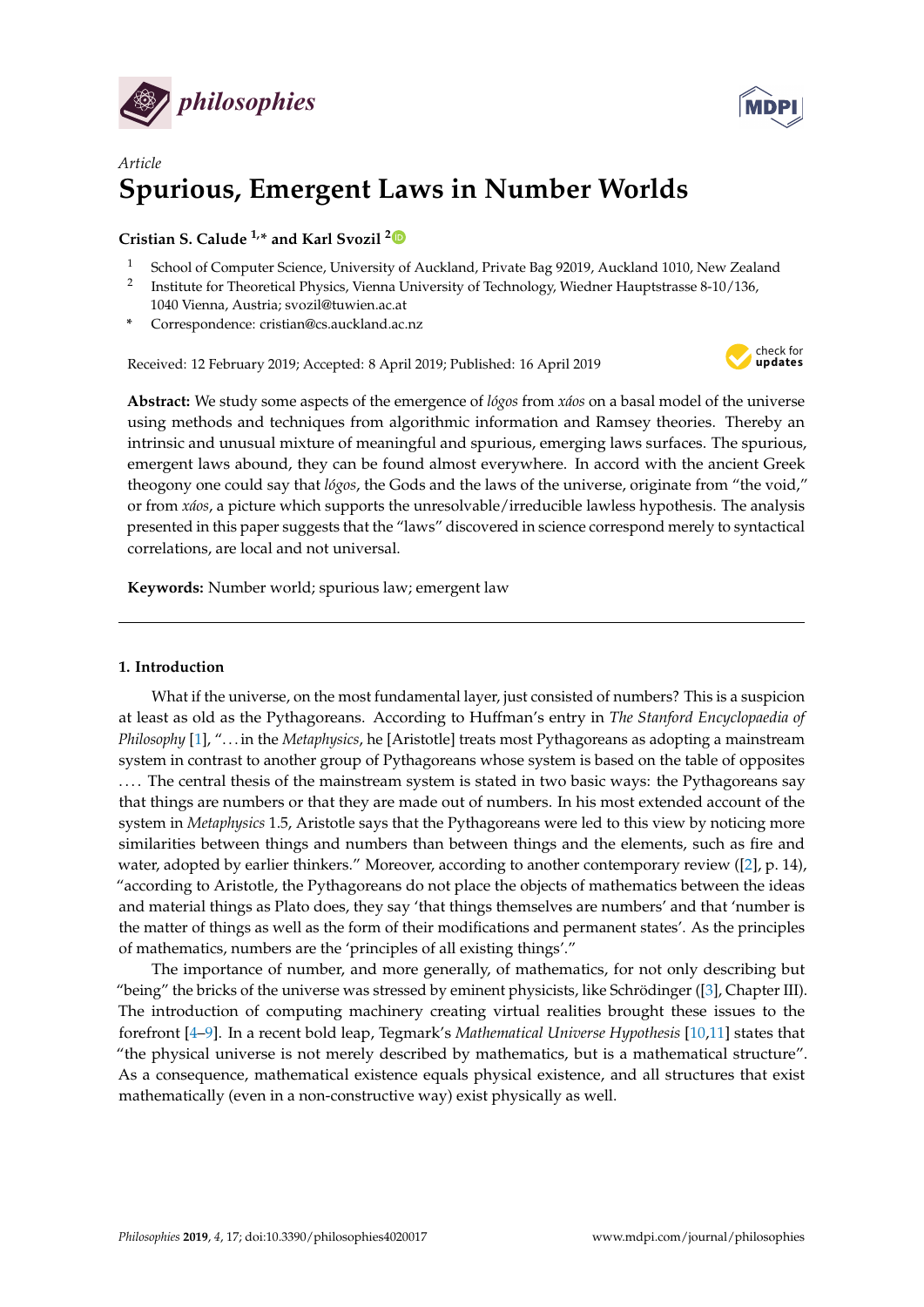*Article*

# Spurious, Emergent Laws in Number Worlds

**Cristian S. Calude [1,*] and Karl Svozil [2]**

[1] School of Computer Science, University of Auckland, Private Bag 92019, Auckland 1010, New Zealand

[2] Institute for Theoretical Physics, Vienna University of Technology, Wiedner Hauptstrasse 8-10/136, 1040 Vienna, Austria; svozil@tuwien.ac.at

\* Correspondence: cristian@cs.auckland.ac.nz

Received: 12 February 2019; Accepted: 8 April 2019; Published: 16 April 2019

**Abstract:** We study some aspects of the emergence of *lógos* from *xáos* on a basal model of the universe using methods and techniques from algorithmic information and Ramsey theories. Thereby an intrinsic and unusual mixture of meaningful and spurious, emerging laws surfaces. The spurious, emergent laws abound, they can be found almost everywhere. In accord with the ancient Greek theogony one could say that *lógos*, the Gods and the laws of the universe, originate from "the void," or from *xáos*, a picture which supports the unresolvable/irreducible lawless hypothesis. The analysis presented in this paper suggests that the "laws" discovered in science correspond merely to syntactical correlations, are local and not universal.

**Keywords:** Number world; spurious law; emergent law

## 1. Introduction

What if the universe, on the most fundamental layer, just consisted of numbers? This is a suspicion at least as old as the Pythagoreans. According to Huffman's entry in *The Stanford Encyclopaedia of Philosophy* [1], "... in the *Metaphysics*, he [Aristotle] treats most Pythagoreans as adopting a mainstream system in contrast to another group of Pythagoreans whose system is based on the table of opposites .... The central thesis of the mainstream system is stated in two basic ways: the Pythagoreans say that things are numbers or that they are made out of numbers. In his most extended account of the system in *Metaphysics* 1.5, Aristotle says that the Pythagoreans were led to this view by noticing more similarities between things and numbers than between things and the elements, such as fire and water, adopted by earlier thinkers." Moreover, according to another contemporary review ([2], p. 14), "according to Aristotle, the Pythagoreans do not place the objects of mathematics between the ideas and material things as Plato does, they say 'that things themselves are numbers' and that 'number is the matter of things as well as the form of their modifications and permanent states'. As the principles of mathematics, numbers are the 'principles of all existing things'."

The importance of number, and more generally, of mathematics, for not only describing but "being" the bricks of the universe was stressed by eminent physicists, like Schrödinger ([3], Chapter III). The introduction of computing machinery creating virtual realities brought these issues to the forefront [4–9]. In a recent bold leap, Tegmark's *Mathematical Universe Hypothesis* [10,11] states that "the physical universe is not merely described by mathematics, but is a mathematical structure". As a consequence, mathematical existence equals physical existence, and all structures that exist mathematically (even in a non-constructive way) exist physically as well.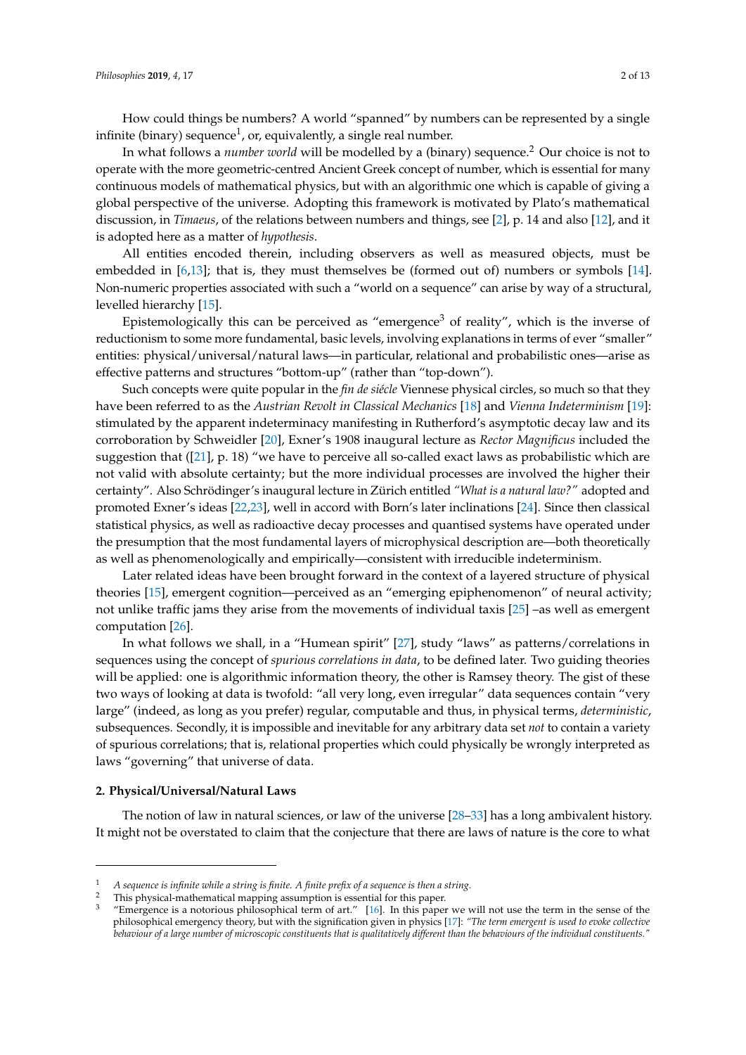How could things be numbers? A world "spanned" by numbers can be represented by a single infinite (binary) sequence[1], or, equivalently, a single real number.

In what follows a *number world* will be modelled by a (binary) sequence.[2] Our choice is not to operate with the more geometric-centred Ancient Greek concept of number, which is essential for many continuous models of mathematical physics, but with an algorithmic one which is capable of giving a global perspective of the universe. Adopting this framework is motivated by Plato's mathematical discussion, in *Timaeus*, of the relations between numbers and things, see [2], p. 14 and also [12], and it is adopted here as a matter of *hypothesis*.

All entities encoded therein, including observers as well as measured objects, must be embedded in [6,13]; that is, they must themselves be (formed out of) numbers or symbols [14]. Non-numeric properties associated with such a "world on a sequence" can arise by way of a structural, levelled hierarchy [15].

Epistemologically this can be perceived as "emergence[3] of reality", which is the inverse of reductionism to some more fundamental, basic levels, involving explanations in terms of ever "smaller" entities: physical/universal/natural laws—in particular, relational and probabilistic ones—arise as effective patterns and structures "bottom-up" (rather than "top-down").

Such concepts were quite popular in the *fin de siécle* Viennese physical circles, so much so that they have been referred to as the *Austrian Revolt in Classical Mechanics* [18] and *Vienna Indeterminism* [19]: stimulated by the apparent indeterminacy manifesting in Rutherford's asymptotic decay law and its corroboration by Schweidler [20], Exner's 1908 inaugural lecture as *Rector Magnificus* included the suggestion that ([21], p. 18) "we have to perceive all so-called exact laws as probabilistic which are not valid with absolute certainty; but the more individual processes are involved the higher their certainty". Also Schrödinger's inaugural lecture in Zürich entitled *"What is a natural law?"* adopted and promoted Exner's ideas [22,23], well in accord with Born's later inclinations [24]. Since then classical statistical physics, as well as radioactive decay processes and quantised systems have operated under the presumption that the most fundamental layers of microphysical description are—both theoretically as well as phenomenologically and empirically—consistent with irreducible indeterminism.

Later related ideas have been brought forward in the context of a layered structure of physical theories [15], emergent cognition—perceived as an "emerging epiphenomenon" of neural activity; not unlike traffic jams they arise from the movements of individual taxis [25] –as well as emergent computation [26].

In what follows we shall, in a "Humean spirit" [27], study "laws" as patterns/correlations in sequences using the concept of *spurious correlations in data*, to be defined later. Two guiding theories will be applied: one is algorithmic information theory, the other is Ramsey theory. The gist of these two ways of looking at data is twofold: "all very long, even irregular" data sequences contain "very large" (indeed, as long as you prefer) regular, computable and thus, in physical terms, *deterministic*, subsequences. Secondly, it is impossible and inevitable for any arbitrary data set *not* to contain a variety of spurious correlations; that is, relational properties which could physically be wrongly interpreted as laws "governing" that universe of data.

## 2. Physical/Universal/Natural Laws

The notion of law in natural sciences, or law of the universe [28–33] has a long ambivalent history. It might not be overstated to claim that the conjecture that there are laws of nature is the core to what

---

[1] *A sequence is infinite while a string is finite. A finite prefix of a sequence is then a string.*

[2] This physical-mathematical mapping assumption is essential for this paper.

[3] "Emergence is a notorious philosophical term of art." [16]. In this paper we will not use the term in the sense of the philosophical emergency theory, but with the signification given in physics [17]: *"The term emergent is used to evoke collective behaviour of a large number of microscopic constituents that is qualitatively different than the behaviours of the individual constituents."*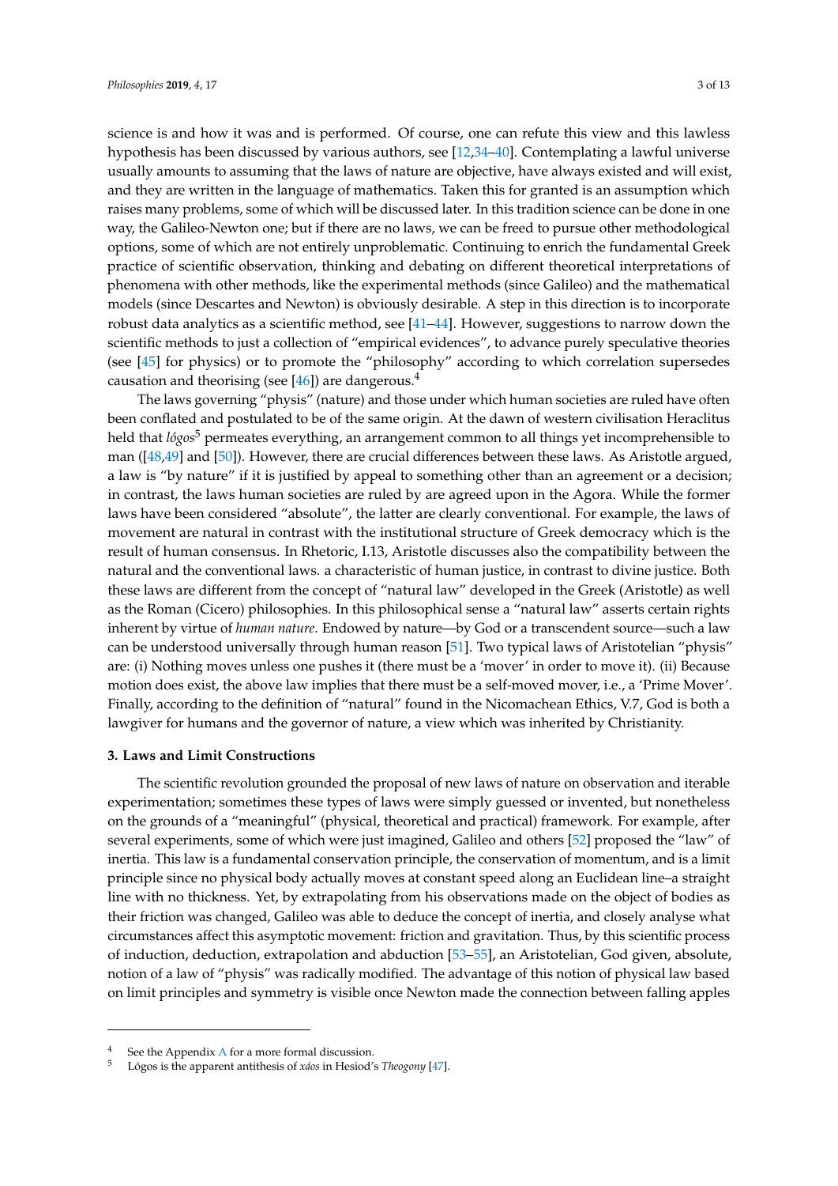science is and how it was and is performed. Of course, one can refute this view and this lawless hypothesis has been discussed by various authors, see [12,34–40]. Contemplating a lawful universe usually amounts to assuming that the laws of nature are objective, have always existed and will exist, and they are written in the language of mathematics. Taken this for granted is an assumption which raises many problems, some of which will be discussed later. In this tradition science can be done in one way, the Galileo-Newton one; but if there are no laws, we can be freed to pursue other methodological options, some of which are not entirely unproblematic. Continuing to enrich the fundamental Greek practice of scientific observation, thinking and debating on different theoretical interpretations of phenomena with other methods, like the experimental methods (since Galileo) and the mathematical models (since Descartes and Newton) is obviously desirable. A step in this direction is to incorporate robust data analytics as a scientific method, see [41–44]. However, suggestions to narrow down the scientific methods to just a collection of "empirical evidences", to advance purely speculative theories (see [45] for physics) or to promote the "philosophy" according to which correlation supersedes causation and theorising (see [46]) are dangerous.[4]

The laws governing "physis" (nature) and those under which human societies are ruled have often been conflated and postulated to be of the same origin. At the dawn of western civilisation Heraclitus held that *lógos*[5] permeates everything, an arrangement common to all things yet incomprehensible to man ([48,49] and [50]). However, there are crucial differences between these laws. As Aristotle argued, a law is "by nature" if it is justified by appeal to something other than an agreement or a decision; in contrast, the laws human societies are ruled by are agreed upon in the Agora. While the former laws have been considered "absolute", the latter are clearly conventional. For example, the laws of movement are natural in contrast with the institutional structure of Greek democracy which is the result of human consensus. In Rhetoric, I.13, Aristotle discusses also the compatibility between the natural and the conventional laws. a characteristic of human justice, in contrast to divine justice. Both these laws are different from the concept of "natural law" developed in the Greek (Aristotle) as well as the Roman (Cicero) philosophies. In this philosophical sense a "natural law" asserts certain rights inherent by virtue of *human nature*. Endowed by nature—by God or a transcendent source—such a law can be understood universally through human reason [51]. Two typical laws of Aristotelian "physis" are: (i) Nothing moves unless one pushes it (there must be a 'mover' in order to move it). (ii) Because motion does exist, the above law implies that there must be a self-moved mover, i.e., a 'Prime Mover'. Finally, according to the definition of "natural" found in the Nicomachean Ethics, V.7, God is both a lawgiver for humans and the governor of nature, a view which was inherited by Christianity.

## 3. Laws and Limit Constructions

The scientific revolution grounded the proposal of new laws of nature on observation and iterable experimentation; sometimes these types of laws were simply guessed or invented, but nonetheless on the grounds of a "meaningful" (physical, theoretical and practical) framework. For example, after several experiments, some of which were just imagined, Galileo and others [52] proposed the "law" of inertia. This law is a fundamental conservation principle, the conservation of momentum, and is a limit principle since no physical body actually moves at constant speed along an Euclidean line–a straight line with no thickness. Yet, by extrapolating from his observations made on the object of bodies as their friction was changed, Galileo was able to deduce the concept of inertia, and closely analyse what circumstances affect this asymptotic movement: friction and gravitation. Thus, by this scientific process of induction, deduction, extrapolation and abduction [53–55], an Aristotelian, God given, absolute, notion of a law of "physis" was radically modified. The advantage of this notion of physical law based on limit principles and symmetry is visible once Newton made the connection between falling apples

---

[4] See the Appendix A for a more formal discussion.

[5] Lógos is the apparent antithesis of *χάος* in Hesiod's *Theogony* [47].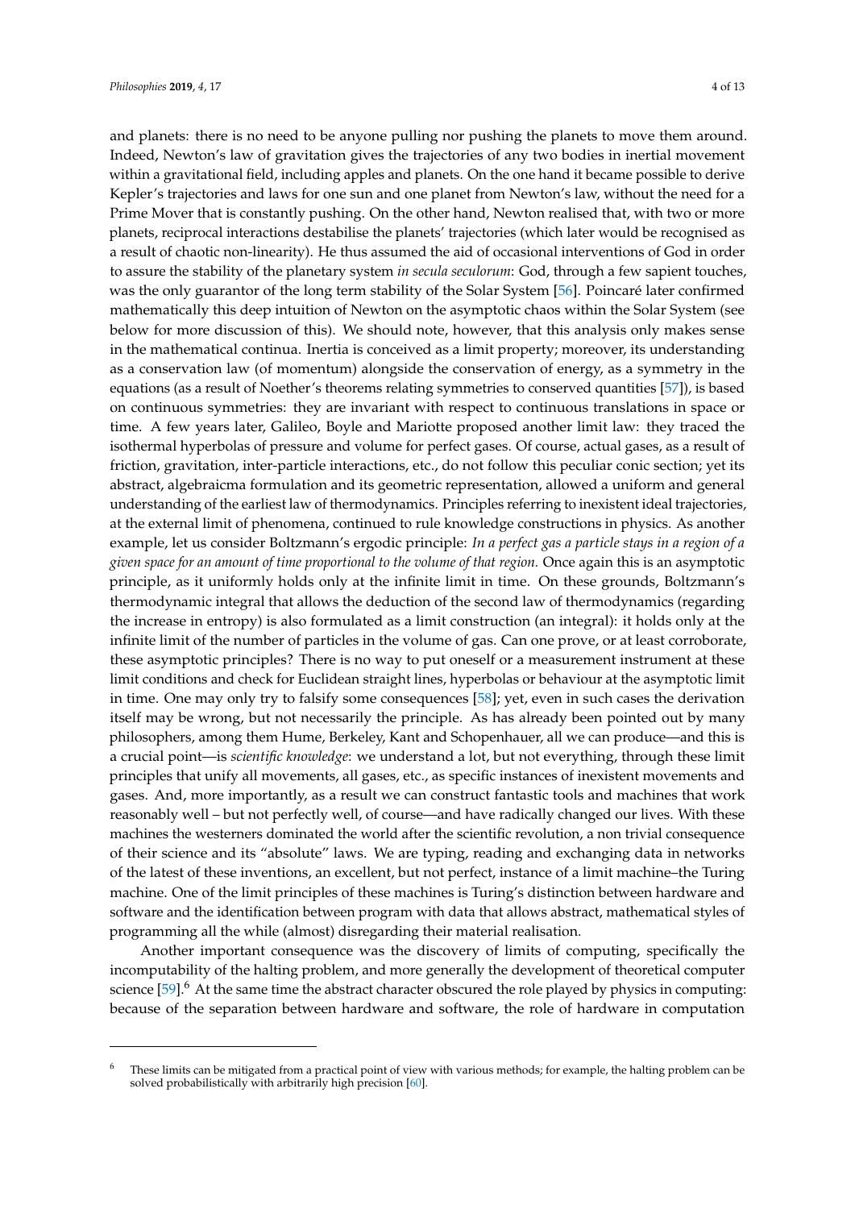and planets: there is no need to be anyone pulling nor pushing the planets to move them around. Indeed, Newton's law of gravitation gives the trajectories of any two bodies in inertial movement within a gravitational field, including apples and planets. On the one hand it became possible to derive Kepler's trajectories and laws for one sun and one planet from Newton's law, without the need for a Prime Mover that is constantly pushing. On the other hand, Newton realised that, with two or more planets, reciprocal interactions destabilise the planets' trajectories (which later would be recognised as a result of chaotic non-linearity). He thus assumed the aid of occasional interventions of God in order to assure the stability of the planetary system *in secula seculorum*: God, through a few sapient touches, was the only guarantor of the long term stability of the Solar System [56]. Poincaré later confirmed mathematically this deep intuition of Newton on the asymptotic chaos within the Solar System (see below for more discussion of this). We should note, however, that this analysis only makes sense in the mathematical continua. Inertia is conceived as a limit property; moreover, its understanding as a conservation law (of momentum) alongside the conservation of energy, as a symmetry in the equations (as a result of Noether's theorems relating symmetries to conserved quantities [57]), is based on continuous symmetries: they are invariant with respect to continuous translations in space or time. A few years later, Galileo, Boyle and Mariotte proposed another limit law: they traced the isothermal hyperbolas of pressure and volume for perfect gases. Of course, actual gases, as a result of friction, gravitation, inter-particle interactions, etc., do not follow this peculiar conic section; yet its abstract, algebraicma formulation and its geometric representation, allowed a uniform and general understanding of the earliest law of thermodynamics. Principles referring to inexistent ideal trajectories, at the external limit of phenomena, continued to rule knowledge constructions in physics. As another example, let us consider Boltzmann's ergodic principle: *In a perfect gas a particle stays in a region of a given space for an amount of time proportional to the volume of that region.* Once again this is an asymptotic principle, as it uniformly holds only at the infinite limit in time. On these grounds, Boltzmann's thermodynamic integral that allows the deduction of the second law of thermodynamics (regarding the increase in entropy) is also formulated as a limit construction (an integral): it holds only at the infinite limit of the number of particles in the volume of gas. Can one prove, or at least corroborate, these asymptotic principles? There is no way to put oneself or a measurement instrument at these limit conditions and check for Euclidean straight lines, hyperbolas or behaviour at the asymptotic limit in time. One may only try to falsify some consequences [58]; yet, even in such cases the derivation itself may be wrong, but not necessarily the principle. As has already been pointed out by many philosophers, among them Hume, Berkeley, Kant and Schopenhauer, all we can produce—and this is a crucial point—is *scientific knowledge*: we understand a lot, but not everything, through these limit principles that unify all movements, all gases, etc., as specific instances of inexistent movements and gases. And, more importantly, as a result we can construct fantastic tools and machines that work reasonably well – but not perfectly well, of course—and have radically changed our lives. With these machines the westerners dominated the world after the scientific revolution, a non trivial consequence of their science and its "absolute" laws. We are typing, reading and exchanging data in networks of the latest of these inventions, an excellent, but not perfect, instance of a limit machine–the Turing machine. One of the limit principles of these machines is Turing's distinction between hardware and software and the identification between program with data that allows abstract, mathematical styles of programming all the while (almost) disregarding their material realisation.

Another important consequence was the discovery of limits of computing, specifically the incomputability of the halting problem, and more generally the development of theoretical computer science [59].[6] At the same time the abstract character obscured the role played by physics in computing: because of the separation between hardware and software, the role of hardware in computation

[6] These limits can be mitigated from a practical point of view with various methods; for example, the halting problem can be solved probabilistically with arbitrarily high precision [60].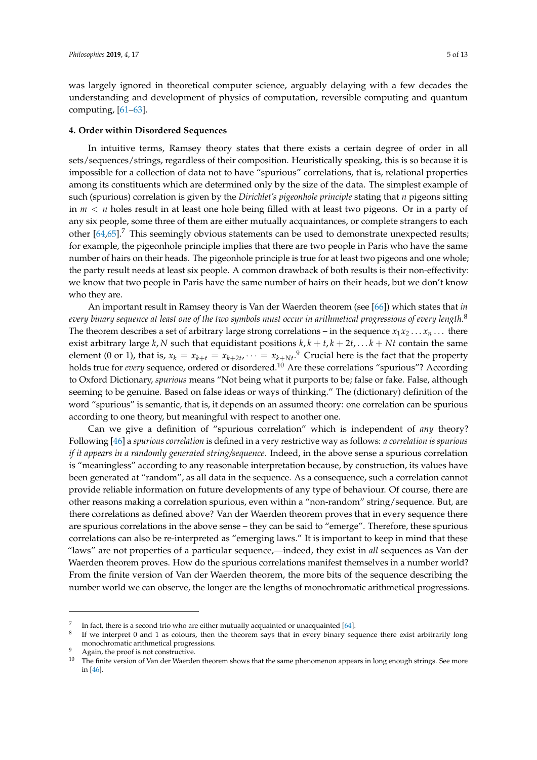was largely ignored in theoretical computer science, arguably delaying with a few decades the understanding and development of physics of computation, reversible computing and quantum computing, [61–63].

## 4. Order within Disordered Sequences

In intuitive terms, Ramsey theory states that there exists a certain degree of order in all sets/sequences/strings, regardless of their composition. Heuristically speaking, this is so because it is impossible for a collection of data not to have "spurious" correlations, that is, relational properties among its constituents which are determined only by the size of the data. The simplest example of such (spurious) correlation is given by the *Dirichlet's pigeonhole principle* stating that $n$ pigeons sitting in $m < n$ holes result in at least one hole being filled with at least two pigeons. Or in a party of any six people, some three of them are either mutually acquaintances, or complete strangers to each other [64,65].[7] This seemingly obvious statements can be used to demonstrate unexpected results; for example, the pigeonhole principle implies that there are two people in Paris who have the same number of hairs on their heads. The pigeonhole principle is true for at least two pigeons and one whole; the party result needs at least six people. A common drawback of both results is their non-effectivity: we know that two people in Paris have the same number of hairs on their heads, but we don't know who they are.

An important result in Ramsey theory is Van der Waerden theorem (see [66]) which states that *in every binary sequence at least one of the two symbols must occur in arithmetical progressions of every length.*[8] The theorem describes a set of arbitrary large strong correlations – in the sequence $x_1x_2 \ldots x_n \ldots$ there exist arbitrary large $k, N$ such that equidistant positions $k, k+t, k+2t, \ldots k+Nt$ contain the same element (0 or 1), that is, $x_k = x_{k+t} = x_{k+2t}, \cdots = x_{k+Nt}$.[9] Crucial here is the fact that the property holds true for *every* sequence, ordered or disordered.[10] Are these correlations "spurious"? According to Oxford Dictionary, *spurious* means "Not being what it purports to be; false or fake. False, although seeming to be genuine. Based on false ideas or ways of thinking." The (dictionary) definition of the word "spurious" is semantic, that is, it depends on an assumed theory: one correlation can be spurious according to one theory, but meaningful with respect to another one.

Can we give a definition of "spurious correlation" which is independent of *any* theory? Following [46] a *spurious correlation* is defined in a very restrictive way as follows: *a correlation is spurious if it appears in a randomly generated string/sequence*. Indeed, in the above sense a spurious correlation is "meaningless" according to any reasonable interpretation because, by construction, its values have been generated at "random", as all data in the sequence. As a consequence, such a correlation cannot provide reliable information on future developments of any type of behaviour. Of course, there are other reasons making a correlation spurious, even within a "non-random" string/sequence. But, are there correlations as defined above? Van der Waerden theorem proves that in every sequence there are spurious correlations in the above sense – they can be said to "emerge". Therefore, these spurious correlations can also be re-interpreted as "emerging laws." It is important to keep in mind that these "laws" are not properties of a particular sequence,—indeed, they exist in *all* sequences as Van der Waerden theorem proves. How do the spurious correlations manifest themselves in a number world? From the finite version of Van der Waerden theorem, the more bits of the sequence describing the number world we can observe, the longer are the lengths of monochromatic arithmetical progressions.

---

[7] In fact, there is a second trio who are either mutually acquainted or unacquainted [64].

[8] If we interpret 0 and 1 as colours, then the theorem says that in every binary sequence there exist arbitrarily long monochromatic arithmetical progressions.

[9] Again, the proof is not constructive.

[10] The finite version of Van der Waerden theorem shows that the same phenomenon appears in long enough strings. See more in [46].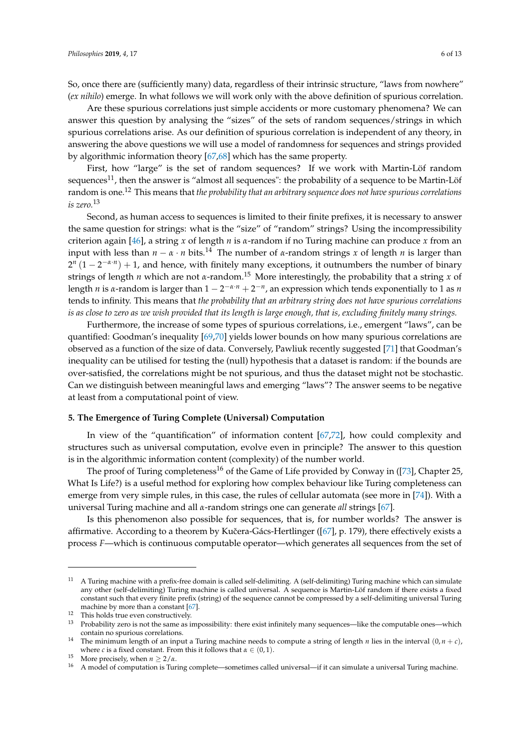So, once there are (sufficiently many) data, regardless of their intrinsic structure, "laws from nowhere" (*ex nihilo*) emerge. In what follows we will work only with the above definition of spurious correlation.

Are these spurious correlations just simple accidents or more customary phenomena? We can answer this question by analysing the "sizes" of the sets of random sequences/strings in which spurious correlations arise. As our definition of spurious correlation is independent of any theory, in answering the above questions we will use a model of randomness for sequences and strings provided by algorithmic information theory [67,68] which has the same property.

First, how "large" is the set of random sequences? If we work with Martin-Löf random sequences[11], then the answer is "almost all sequences": the probability of a sequence to be Martin-Löf random is one.[12] This means that *the probability that an arbitrary sequence does not have spurious correlations is zero.*[13]

Second, as human access to sequences is limited to their finite prefixes, it is necessary to answer the same question for strings: what is the "size" of "random" strings? Using the incompressibility criterion again [46], a string $x$ of length $n$ is $\alpha$-random if no Turing machine can produce $x$ from an input with less than $n - \alpha \cdot n$ bits.[14] The number of $\alpha$-random strings $x$ of length $n$ is larger than $2^n\,(1 - 2^{-\alpha \cdot n}) + 1$, and hence, with finitely many exceptions, it outnumbers the number of binary strings of length $n$ which are not $\alpha$-random.[15] More interestingly, the probability that a string $x$ of length $n$ is $\alpha$-random is larger than $1 - 2^{-\alpha \cdot n} + 2^{-n}$, an expression which tends exponentially to 1 as $n$ tends to infinity. This means that *the probability that an arbitrary string does not have spurious correlations is as close to zero as we wish provided that its length is large enough, that is, excluding finitely many strings.*

Furthermore, the increase of some types of spurious correlations, i.e., emergent "laws", can be quantified: Goodman's inequality [69,70] yields lower bounds on how many spurious correlations are observed as a function of the size of data. Conversely, Pawliuk recently suggested [71] that Goodman's inequality can be utilised for testing the (null) hypothesis that a dataset is random: if the bounds are over-satisfied, the correlations might be not spurious, and thus the dataset might not be stochastic. Can we distinguish between meaningful laws and emerging "laws"? The answer seems to be negative at least from a computational point of view.

## 5. The Emergence of Turing Complete (Universal) Computation

In view of the "quantification" of information content [67,72], how could complexity and structures such as universal computation, evolve even in principle? The answer to this question is in the algorithmic information content (complexity) of the number world.

The proof of Turing completeness[16] of the Game of Life provided by Conway in ([73], Chapter 25, What Is Life?) is a useful method for exploring how complex behaviour like Turing completeness can emerge from very simple rules, in this case, the rules of cellular automata (see more in [74]). With a universal Turing machine and all $\alpha$-random strings one can generate *all* strings [67].

Is this phenomenon also possible for sequences, that is, for number worlds? The answer is affirmative. According to a theorem by Kučera-Gács-Hertlinger ([67], p. 179), there effectively exists a process $F$—which is continuous computable operator—which generates all sequences from the set of

---

[11] A Turing machine with a prefix-free domain is called self-delimiting. A (self-delimiting) Turing machine which can simulate any other (self-delimiting) Turing machine is called universal. A sequence is Martin-Löf random if there exists a fixed constant such that every finite prefix (string) of the sequence cannot be compressed by a self-delimiting universal Turing machine by more than a constant [67].

[12] This holds true even constructively.

[13] Probability zero is not the same as impossibility: there exist infinitely many sequences—like the computable ones—which contain no spurious correlations.

[14] The minimum length of an input a Turing machine needs to compute a string of length $n$ lies in the interval $(0, n + c)$, where $c$ is a fixed constant. From this it follows that $\alpha \in (0, 1)$.

[15] More precisely, when $n \geq 2/\alpha$.

[16] A model of computation is Turing complete—sometimes called universal—if it can simulate a universal Turing machine.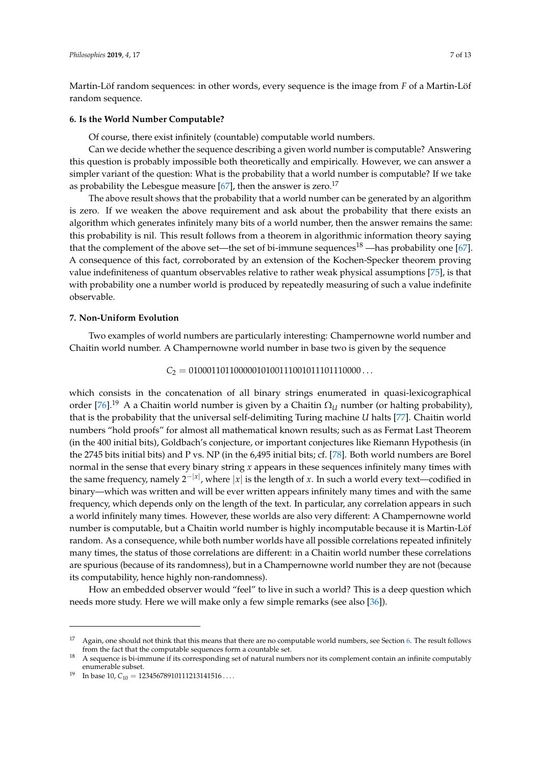Martin-Löf random sequences: in other words, every sequence is the image from $F$ of a Martin-Löf random sequence.

## 6. Is the World Number Computable?

Of course, there exist infinitely (countable) computable world numbers.

Can we decide whether the sequence describing a given world number is computable? Answering this question is probably impossible both theoretically and empirically. However, we can answer a simpler variant of the question: What is the probability that a world number is computable? If we take as probability the Lebesgue measure [67], then the answer is zero.[17]

The above result shows that the probability that a world number can be generated by an algorithm is zero. If we weaken the above requirement and ask about the probability that there exists an algorithm which generates infinitely many bits of a world number, then the answer remains the same: this probability is nil. This result follows from a theorem in algorithmic information theory saying that the complement of the above set—the set of bi-immune sequences[18] —has probability one [67]. A consequence of this fact, corroborated by an extension of the Kochen-Specker theorem proving value indefiniteness of quantum observables relative to rather weak physical assumptions [75], is that with probability one a number world is produced by repeatedly measuring of such a value indefinite observable.

## 7. Non-Uniform Evolution

Two examples of world numbers are particularly interesting: Champernowne world number and Chaitin world number. A Champernowne world number in base two is given by the sequence

$$C_2 = 0100011011000001010011100101110111 0000\ldots$$

which consists in the concatenation of all binary strings enumerated in quasi-lexicographical order [76].[19] A a Chaitin world number is given by a Chaitin $\Omega_U$ number (or halting probability), that is the probability that the universal self-delimiting Turing machine $U$ halts [77]. Chaitin world numbers "hold proofs" for almost all mathematical known results; such as as Fermat Last Theorem (in the 400 initial bits), Goldbach's conjecture, or important conjectures like Riemann Hypothesis (in the 2745 bits initial bits) and P vs. NP (in the 6,495 initial bits; cf. [78]. Both world numbers are Borel normal in the sense that every binary string $x$ appears in these sequences infinitely many times with the same frequency, namely $2^{-|x|}$, where $|x|$ is the length of $x$. In such a world every text—codified in binary—which was written and will be ever written appears infinitely many times and with the same frequency, which depends only on the length of the text. In particular, any correlation appears in such a world infinitely many times. However, these worlds are also very different: A Champernowne world number is computable, but a Chaitin world number is highly incomputable because it is Martin-Löf random. As a consequence, while both number worlds have all possible correlations repeated infinitely many times, the status of those correlations are different: in a Chaitin world number these correlations are spurious (because of its randomness), but in a Champernowne world number they are not (because its computability, hence highly non-randomness).

How an embedded observer would "feel" to live in such a world? This is a deep question which needs more study. Here we will make only a few simple remarks (see also [36]).

---

[17] Again, one should not think that this means that there are no computable world numbers, see Section 6. The result follows from the fact that the computable sequences form a countable set.

[18] A sequence is bi-immune if its corresponding set of natural numbers nor its complement contain an infinite computably enumerable subset.

[19] In base 10, $C_{10} = 12345678910111213141516\ldots$.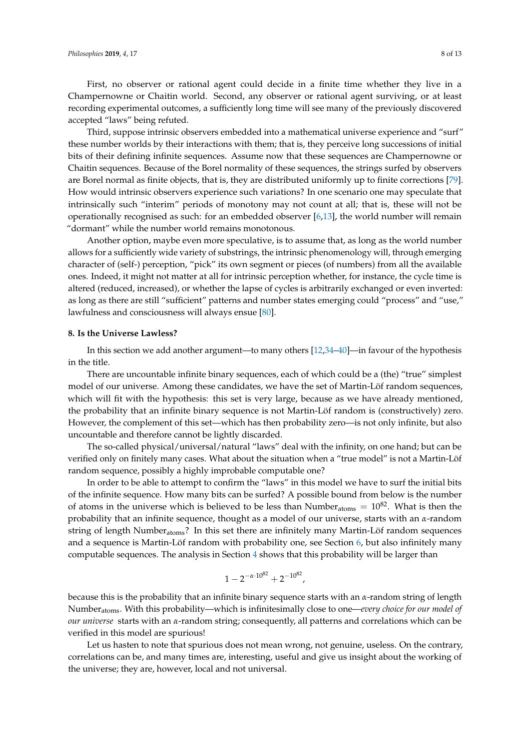First, no observer or rational agent could decide in a finite time whether they live in a Champernowne or Chaitin world. Second, any observer or rational agent surviving, or at least recording experimental outcomes, a sufficiently long time will see many of the previously discovered accepted "laws" being refuted.

Third, suppose intrinsic observers embedded into a mathematical universe experience and "surf" these number worlds by their interactions with them; that is, they perceive long successions of initial bits of their defining infinite sequences. Assume now that these sequences are Champernowne or Chaitin sequences. Because of the Borel normality of these sequences, the strings surfed by observers are Borel normal as finite objects, that is, they are distributed uniformly up to finite corrections [79]. How would intrinsic observers experience such variations? In one scenario one may speculate that intrinsically such "interim" periods of monotony may not count at all; that is, these will not be operationally recognised as such: for an embedded observer [6,13], the world number will remain "dormant" while the number world remains monotonous.

Another option, maybe even more speculative, is to assume that, as long as the world number allows for a sufficiently wide variety of substrings, the intrinsic phenomenology will, through emerging character of (self-) perception, "pick" its own segment or pieces (of numbers) from all the available ones. Indeed, it might not matter at all for intrinsic perception whether, for instance, the cycle time is altered (reduced, increased), or whether the lapse of cycles is arbitrarily exchanged or even inverted: as long as there are still "sufficient" patterns and number states emerging could "process" and "use," lawfulness and consciousness will always ensue [80].

## 8. Is the Universe Lawless?

In this section we add another argument—to many others [12,34–40]—in favour of the hypothesis in the title.

There are uncountable infinite binary sequences, each of which could be a (the) "true" simplest model of our universe. Among these candidates, we have the set of Martin-Löf random sequences, which will fit with the hypothesis: this set is very large, because as we have already mentioned, the probability that an infinite binary sequence is not Martin-Löf random is (constructively) zero. However, the complement of this set—which has then probability zero—is not only infinite, but also uncountable and therefore cannot be lightly discarded.

The so-called physical/universal/natural "laws" deal with the infinity, on one hand; but can be verified only on finitely many cases. What about the situation when a "true model" is not a Martin-Löf random sequence, possibly a highly improbable computable one?

In order to be able to attempt to confirm the "laws" in this model we have to surf the initial bits of the infinite sequence. How many bits can be surfed? A possible bound from below is the number of atoms in the universe which is believed to be less than $\text{Number}_{\text{atoms}} = 10^{82}$. What is then the probability that an infinite sequence, thought as a model of our universe, starts with an $\alpha$-random string of length $\text{Number}_{\text{atoms}}$? In this set there are infinitely many Martin-Löf random sequences and a sequence is Martin-Löf random with probability one, see Section 6, but also infinitely many computable sequences. The analysis in Section 4 shows that this probability will be larger than

$$1 - 2^{-\alpha \cdot 10^{82}} + 2^{-10^{82}},$$

because this is the probability that an infinite binary sequence starts with an $\alpha$-random string of length $\text{Number}_{\text{atoms}}$. With this probability—which is infinitesimally close to one—*every choice for our model of our universe* starts with an $\alpha$-random string; consequently, all patterns and correlations which can be verified in this model are spurious!

Let us hasten to note that spurious does not mean wrong, not genuine, useless. On the contrary, correlations can be, and many times are, interesting, useful and give us insight about the working of the universe; they are, however, local and not universal.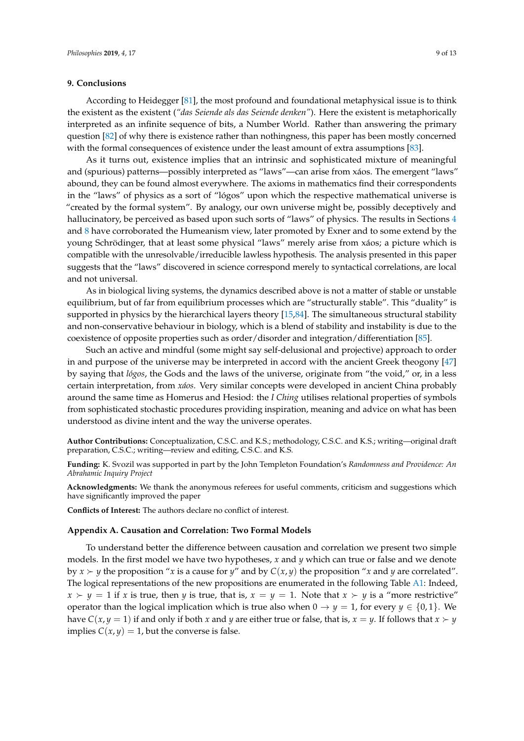## 9. Conclusions

According to Heidegger [81], the most profound and foundational metaphysical issue is to think the existent as the existent (*"das Seiende als das Seiende denken"*). Here the existent is metaphorically interpreted as an infinite sequence of bits, a Number World. Rather than answering the primary question [82] of why there is existence rather than nothingness, this paper has been mostly concerned with the formal consequences of existence under the least amount of extra assumptions [83].

As it turns out, existence implies that an intrinsic and sophisticated mixture of meaningful and (spurious) patterns—possibly interpreted as "laws"—can arise from xáos. The emergent "laws" abound, they can be found almost everywhere. The axioms in mathematics find their correspondents in the "laws" of physics as a sort of "lógos" upon which the respective mathematical universe is "created by the formal system". By analogy, our own universe might be, possibly deceptively and hallucinatory, be perceived as based upon such sorts of "laws" of physics. The results in Sections 4 and 8 have corroborated the Humeanism view, later promoted by Exner and to some extend by the young Schrödinger, that at least some physical "laws" merely arise from xáos; a picture which is compatible with the unresolvable/irreducible lawless hypothesis. The analysis presented in this paper suggests that the "laws" discovered in science correspond merely to syntactical correlations, are local and not universal.

As in biological living systems, the dynamics described above is not a matter of stable or unstable equilibrium, but of far from equilibrium processes which are "structurally stable". This "duality" is supported in physics by the hierarchical layers theory [15,84]. The simultaneous structural stability and non-conservative behaviour in biology, which is a blend of stability and instability is due to the coexistence of opposite properties such as order/disorder and integration/differentiation [85].

Such an active and mindful (some might say self-delusional and projective) approach to order in and purpose of the universe may be interpreted in accord with the ancient Greek theogony [47] by saying that *lógos*, the Gods and the laws of the universe, originate from "the void," or, in a less certain interpretation, from *xáos*. Very similar concepts were developed in ancient China probably around the same time as Homerus and Hesiod: the *I Ching* utilises relational properties of symbols from sophisticated stochastic procedures providing inspiration, meaning and advice on what has been understood as divine intent and the way the universe operates.

**Author Contributions:** Conceptualization, C.S.C. and K.S.; methodology, C.S.C. and K.S.; writing—original draft preparation, C.S.C.; writing—review and editing, C.S.C. and K.S.

**Funding:** K. Svozil was supported in part by the John Templeton Foundation's *Randomness and Providence: An Abrahamic Inquiry Project*

**Acknowledgments:** We thank the anonymous referees for useful comments, criticism and suggestions which have significantly improved the paper

**Conflicts of Interest:** The authors declare no conflict of interest.

## Appendix A. Causation and Correlation: Two Formal Models

To understand better the difference between causation and correlation we present two simple models. In the first model we have two hypotheses, $x$ and $y$ which can true or false and we denote by $x \succ y$ the proposition "$x$ is a cause for $y$" and by $C(x, y)$ the proposition "$x$ and $y$ are correlated". The logical representations of the new propositions are enumerated in the following Table A1: Indeed, $x \succ y = 1$ if $x$ is true, then $y$ is true, that is, $x = y = 1$. Note that $x \succ y$ is a "more restrictive" operator than the logical implication which is true also when $0 \rightarrow y = 1$, for every $y \in \{0, 1\}$. We have $C(x, y = 1)$ if and only if both $x$ and $y$ are either true or false, that is, $x = y$. If follows that $x \succ y$ implies $C(x, y) = 1$, but the converse is false.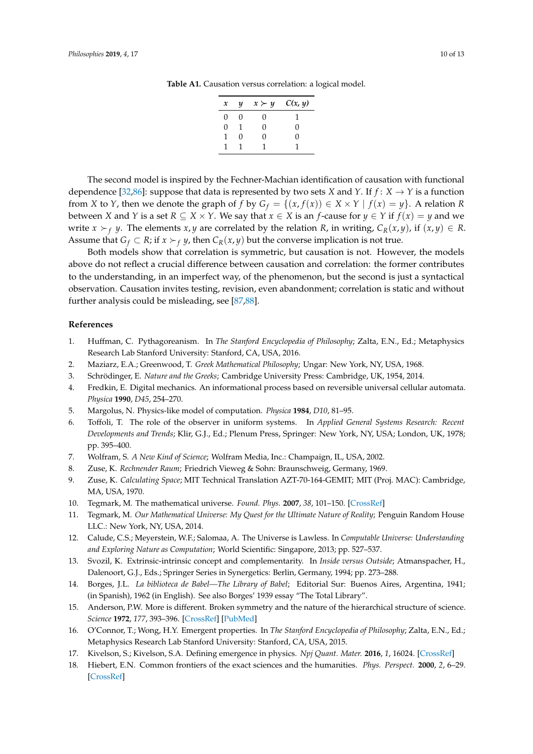**Table A1.** Causation versus correlation: a logical model.

| $x$ | $y$ | $x \succ y$ | $C(x, y)$ |
|---|---|---|---|
| 0 | 0 | 0 | 1 |
| 0 | 1 | 0 | 0 |
| 1 | 0 | 0 | 0 |
| 1 | 1 | 1 | 1 |

The second model is inspired by the Fechner-Machian identification of causation with functional dependence [32,86]: suppose that data is represented by two sets $X$ and $Y$. If $f\colon X \to Y$ is a function from $X$ to $Y$, then we denote the graph of $f$ by $G_f = \{(x, f(x)) \in X \times Y \mid f(x) = y\}$. A relation $R$ between $X$ and $Y$ is a set $R \subseteq X \times Y$. We say that $x \in X$ is an $f$-cause for $y \in Y$ if $f(x) = y$ and we write $x \succ_f y$. The elements $x, y$ are correlated by the relation $R$, in writing, $C_R(x, y)$, if $(x, y) \in R$. Assume that $G_f \subset R$; if $x \succ_f y$, then $C_R(x, y)$ but the converse implication is not true.

Both models show that correlation is symmetric, but causation is not. However, the models above do not reflect a crucial difference between causation and correlation: the former contributes to the understanding, in an imperfect way, of the phenomenon, but the second is just a syntactical observation. Causation invites testing, revision, even abandonment; correlation is static and without further analysis could be misleading, see [87,88].

## References

1. Huffman, C. Pythagoreanism. In *The Stanford Encyclopedia of Philosophy*; Zalta, E.N., Ed.; Metaphysics Research Lab Stanford University: Stanford, CA, USA, 2016.
2. Maziarz, E.A.; Greenwood, T. *Greek Mathematical Philosophy*; Ungar: New York, NY, USA, 1968.
3. Schrödinger, E. *Nature and the Greeks*; Cambridge University Press: Cambridge, UK, 1954, 2014.
4. Fredkin, E. Digital mechanics. An informational process based on reversible universal cellular automata. *Physica* **1990**, *D45*, 254–270.
5. Margolus, N. Physics-like model of computation. *Physica* **1984**, *D10*, 81–95.
6. Toffoli, T. The role of the observer in uniform systems. In *Applied General Systems Research: Recent Developments and Trends*; Klir, G.J., Ed.; Plenum Press, Springer: New York, NY, USA; London, UK, 1978; pp. 395–400.
7. Wolfram, S. *A New Kind of Science*; Wolfram Media, Inc.: Champaign, IL, USA, 2002.
8. Zuse, K. *Rechnender Raum*; Friedrich Vieweg & Sohn: Braunschweig, Germany, 1969.
9. Zuse, K. *Calculating Space*; MIT Technical Translation AZT-70-164-GEMIT; MIT (Proj. MAC): Cambridge, MA, USA, 1970.
10. Tegmark, M. The mathematical universe. *Found. Phys.* **2007**, *38*, 101–150. [CrossRef]
11. Tegmark, M. *Our Mathematical Universe: My Quest for the Ultimate Nature of Reality*; Penguin Random House LLC.: New York, NY, USA, 2014.
12. Calude, C.S.; Meyerstein, W.F.; Salomaa, A. The Universe is Lawless. In *Computable Universe: Understanding and Exploring Nature as Computation*; World Scientific: Singapore, 2013; pp. 527–537.
13. Svozil, K. Extrinsic-intrinsic concept and complementarity. In *Inside versus Outside*; Atmanspacher, H., Dalenoort, G.J., Eds.; Springer Series in Synergetics: Berlin, Germany, 1994; pp. 273–288.
14. Borges, J.L. *La biblioteca de Babel—The Library of Babel*; Editorial Sur: Buenos Aires, Argentina, 1941; (in Spanish), 1962 (in English). See also Borges' 1939 essay "The Total Library".
15. Anderson, P.W. More is different. Broken symmetry and the nature of the hierarchical structure of science. *Science* **1972**, *177*, 393–396. [CrossRef] [PubMed]
16. O'Connor, T.; Wong, H.Y. Emergent properties. In *The Stanford Encyclopedia of Philosophy*; Zalta, E.N., Ed.; Metaphysics Research Lab Stanford University: Stanford, CA, USA, 2015.
17. Kivelson, S.; Kivelson, S.A. Defining emergence in physics. *Npj Quant. Mater.* **2016**, *1*, 16024. [CrossRef]
18. Hiebert, E.N. Common frontiers of the exact sciences and the humanities. *Phys. Perspect.* **2000**, *2*, 6–29. [CrossRef]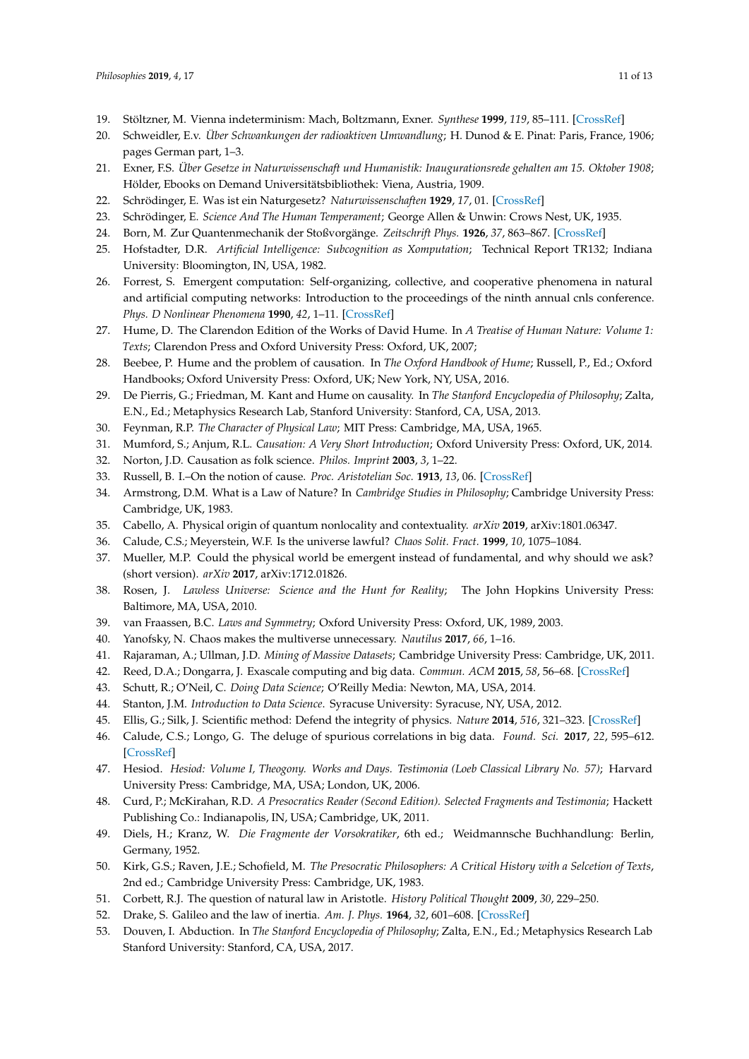19. Stöltzner, M. Vienna indeterminism: Mach, Boltzmann, Exner. *Synthese* **1999**, *119*, 85–111. [CrossRef]
20. Schweidler, E.v. *Über Schwankungen der radioaktiven Umwandlung*; H. Dunod & E. Pinat: Paris, France, 1906; pages German part, 1–3.
21. Exner, F.S. *Über Gesetze in Naturwissenschaft und Humanistik: Inaugurationsrede gehalten am 15. Oktober 1908*; Hölder, Ebooks on Demand Universitätsbibliothek: Viena, Austria, 1909.
22. Schrödinger, E. Was ist ein Naturgesetz? *Naturwissenschaften* **1929**, *17*, 01. [CrossRef]
23. Schrödinger, E. *Science And The Human Temperament*; George Allen & Unwin: Crows Nest, UK, 1935.
24. Born, M. Zur Quantenmechanik der Stoßvorgänge. *Zeitschrift Phys.* **1926**, *37*, 863–867. [CrossRef]
25. Hofstadter, D.R. *Artificial Intelligence: Subcognition as Xomputation*; Technical Report TR132; Indiana University: Bloomington, IN, USA, 1982.
26. Forrest, S. Emergent computation: Self-organizing, collective, and cooperative phenomena in natural and artificial computing networks: Introduction to the proceedings of the ninth annual cnls conference. *Phys. D Nonlinear Phenomena* **1990**, *42*, 1–11. [CrossRef]
27. Hume, D. The Clarendon Edition of the Works of David Hume. In *A Treatise of Human Nature: Volume 1: Texts*; Clarendon Press and Oxford University Press: Oxford, UK, 2007;
28. Beebee, P. Hume and the problem of causation. In *The Oxford Handbook of Hume*; Russell, P., Ed.; Oxford Handbooks; Oxford University Press: Oxford, UK; New York, NY, USA, 2016.
29. De Pierris, G.; Friedman, M. Kant and Hume on causality. In *The Stanford Encyclopedia of Philosophy*; Zalta, E.N., Ed.; Metaphysics Research Lab, Stanford University: Stanford, CA, USA, 2013.
30. Feynman, R.P. *The Character of Physical Law*; MIT Press: Cambridge, MA, USA, 1965.
31. Mumford, S.; Anjum, R.L. *Causation: A Very Short Introduction*; Oxford University Press: Oxford, UK, 2014.
32. Norton, J.D. Causation as folk science. *Philos. Imprint* **2003**, *3*, 1–22.
33. Russell, B. I.–On the notion of cause. *Proc. Aristotelian Soc.* **1913**, *13*, 06. [CrossRef]
34. Armstrong, D.M. What is a Law of Nature? In *Cambridge Studies in Philosophy*; Cambridge University Press: Cambridge, UK, 1983.
35. Cabello, A. Physical origin of quantum nonlocality and contextuality. *arXiv* **2019**, arXiv:1801.06347.
36. Calude, C.S.; Meyerstein, W.F. Is the universe lawful? *Chaos Solit. Fract.* **1999**, *10*, 1075–1084.
37. Mueller, M.P. Could the physical world be emergent instead of fundamental, and why should we ask? (short version). *arXiv* **2017**, arXiv:1712.01826.
38. Rosen, J. *Lawless Universe: Science and the Hunt for Reality*; The John Hopkins University Press: Baltimore, MA, USA, 2010.
39. van Fraassen, B.C. *Laws and Symmetry*; Oxford University Press: Oxford, UK, 1989, 2003.
40. Yanofsky, N. Chaos makes the multiverse unnecessary. *Nautilus* **2017**, *66*, 1–16.
41. Rajaraman, A.; Ullman, J.D. *Mining of Massive Datasets*; Cambridge University Press: Cambridge, UK, 2011.
42. Reed, D.A.; Dongarra, J. Exascale computing and big data. *Commun. ACM* **2015**, *58*, 56–68. [CrossRef]
43. Schutt, R.; O'Neil, C. *Doing Data Science*; O'Reilly Media: Newton, MA, USA, 2014.
44. Stanton, J.M. *Introduction to Data Science.* Syracuse University: Syracuse, NY, USA, 2012.
45. Ellis, G.; Silk, J. Scientific method: Defend the integrity of physics. *Nature* **2014**, *516*, 321–323. [CrossRef]
46. Calude, C.S.; Longo, G. The deluge of spurious correlations in big data. *Found. Sci.* **2017**, *22*, 595–612. [CrossRef]
47. Hesiod. *Hesiod: Volume I, Theogony. Works and Days. Testimonia (Loeb Classical Library No. 57)*; Harvard University Press: Cambridge, MA, USA; London, UK, 2006.
48. Curd, P.; McKirahan, R.D. *A Presocratics Reader (Second Edition). Selected Fragments and Testimonia*; Hackett Publishing Co.: Indianapolis, IN, USA; Cambridge, UK, 2011.
49. Diels, H.; Kranz, W. *Die Fragmente der Vorsokratiker*, 6th ed.; Weidmannsche Buchhandlung: Berlin, Germany, 1952.
50. Kirk, G.S.; Raven, J.E.; Schofield, M. *The Presocratic Philosophers: A Critical History with a Selcetion of Texts*, 2nd ed.; Cambridge University Press: Cambridge, UK, 1983.
51. Corbett, R.J. The question of natural law in Aristotle. *History Political Thought* **2009**, *30*, 229–250.
52. Drake, S. Galileo and the law of inertia. *Am. J. Phys.* **1964**, *32*, 601–608. [CrossRef]
53. Douven, I. Abduction. In *The Stanford Encyclopedia of Philosophy*; Zalta, E.N., Ed.; Metaphysics Research Lab Stanford University: Stanford, CA, USA, 2017.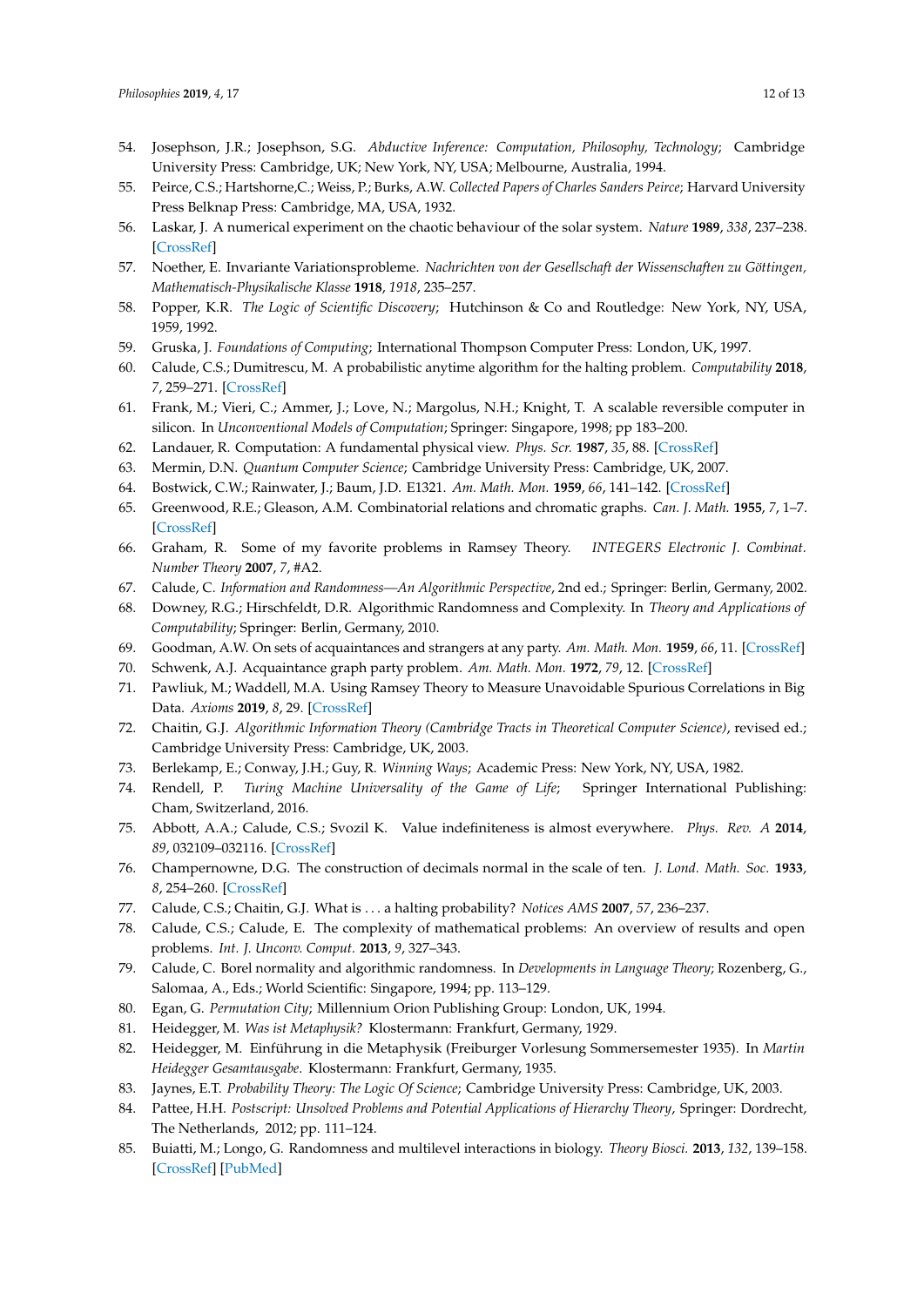54. Josephson, J.R.; Josephson, S.G. *Abductive Inference: Computation, Philosophy, Technology*; Cambridge University Press: Cambridge, UK; New York, NY, USA; Melbourne, Australia, 1994.
55. Peirce, C.S.; Hartshorne,C.; Weiss, P.; Burks, A.W. *Collected Papers of Charles Sanders Peirce*; Harvard University Press Belknap Press: Cambridge, MA, USA, 1932.
56. Laskar, J. A numerical experiment on the chaotic behaviour of the solar system. *Nature* **1989**, *338*, 237–238. [CrossRef]
57. Noether, E. Invariante Variationsprobleme. *Nachrichten von der Gesellschaft der Wissenschaften zu Göttingen, Mathematisch-Physikalische Klasse* **1918**, *1918*, 235–257.
58. Popper, K.R. *The Logic of Scientific Discovery*; Hutchinson & Co and Routledge: New York, NY, USA, 1959, 1992.
59. Gruska, J. *Foundations of Computing*; International Thompson Computer Press: London, UK, 1997.
60. Calude, C.S.; Dumitrescu, M. A probabilistic anytime algorithm for the halting problem. *Computability* **2018**, *7*, 259–271. [CrossRef]
61. Frank, M.; Vieri, C.; Ammer, J.; Love, N.; Margolus, N.H.; Knight, T. A scalable reversible computer in silicon. In *Unconventional Models of Computation*; Springer: Singapore, 1998; pp 183–200.
62. Landauer, R. Computation: A fundamental physical view. *Phys. Scr.* **1987**, *35*, 88. [CrossRef]
63. Mermin, D.N. *Quantum Computer Science*; Cambridge University Press: Cambridge, UK, 2007.
64. Bostwick, C.W.; Rainwater, J.; Baum, J.D. E1321. *Am. Math. Mon.* **1959**, *66*, 141–142. [CrossRef]
65. Greenwood, R.E.; Gleason, A.M. Combinatorial relations and chromatic graphs. *Can. J. Math.* **1955**, *7*, 1–7. [CrossRef]
66. Graham, R. Some of my favorite problems in Ramsey Theory. *INTEGERS Electronic J. Combinat. Number Theory* **2007**, *7*, #A2.
67. Calude, C. *Information and Randomness—An Algorithmic Perspective*, 2nd ed.; Springer: Berlin, Germany, 2002.
68. Downey, R.G.; Hirschfeldt, D.R. Algorithmic Randomness and Complexity. In *Theory and Applications of Computability*; Springer: Berlin, Germany, 2010.
69. Goodman, A.W. On sets of acquaintances and strangers at any party. *Am. Math. Mon.* **1959**, *66*, 11. [CrossRef]
70. Schwenk, A.J. Acquaintance graph party problem. *Am. Math. Mon.* **1972**, *79*, 12. [CrossRef]
71. Pawliuk, M.; Waddell, M.A. Using Ramsey Theory to Measure Unavoidable Spurious Correlations in Big Data. *Axioms* **2019**, *8*, 29. [CrossRef]
72. Chaitin, G.J. *Algorithmic Information Theory (Cambridge Tracts in Theoretical Computer Science)*, revised ed.; Cambridge University Press: Cambridge, UK, 2003.
73. Berlekamp, E.; Conway, J.H.; Guy, R. *Winning Ways*; Academic Press: New York, NY, USA, 1982.
74. Rendell, P. *Turing Machine Universality of the Game of Life*; Springer International Publishing: Cham, Switzerland, 2016.
75. Abbott, A.A.; Calude, C.S.; Svozil K. Value indefiniteness is almost everywhere. *Phys. Rev. A* **2014**, *89*, 032109–032116. [CrossRef]
76. Champernowne, D.G. The construction of decimals normal in the scale of ten. *J. Lond. Math. Soc.* **1933**, *8*, 254–260. [CrossRef]
77. Calude, C.S.; Chaitin, G.J. What is ... a halting probability? *Notices AMS* **2007**, *57*, 236–237.
78. Calude, C.S.; Calude, E. The complexity of mathematical problems: An overview of results and open problems. *Int. J. Unconv. Comput.* **2013**, *9*, 327–343.
79. Calude, C. Borel normality and algorithmic randomness. In *Developments in Language Theory*; Rozenberg, G., Salomaa, A., Eds.; World Scientific: Singapore, 1994; pp. 113–129.
80. Egan, G. *Permutation City*; Millennium Orion Publishing Group: London, UK, 1994.
81. Heidegger, M. *Was ist Metaphysik?* Klostermann: Frankfurt, Germany, 1929.
82. Heidegger, M. Einführung in die Metaphysik (Freiburger Vorlesung Sommersemester 1935). In *Martin Heidegger Gesamtausgabe*. Klostermann: Frankfurt, Germany, 1935.
83. Jaynes, E.T. *Probability Theory: The Logic Of Science*; Cambridge University Press: Cambridge, UK, 2003.
84. Pattee, H.H. *Postscript: Unsolved Problems and Potential Applications of Hierarchy Theory*, Springer: Dordrecht, The Netherlands, 2012; pp. 111–124.
85. Buiatti, M.; Longo, G. Randomness and multilevel interactions in biology. *Theory Biosci.* **2013**, *132*, 139–158. [CrossRef] [PubMed]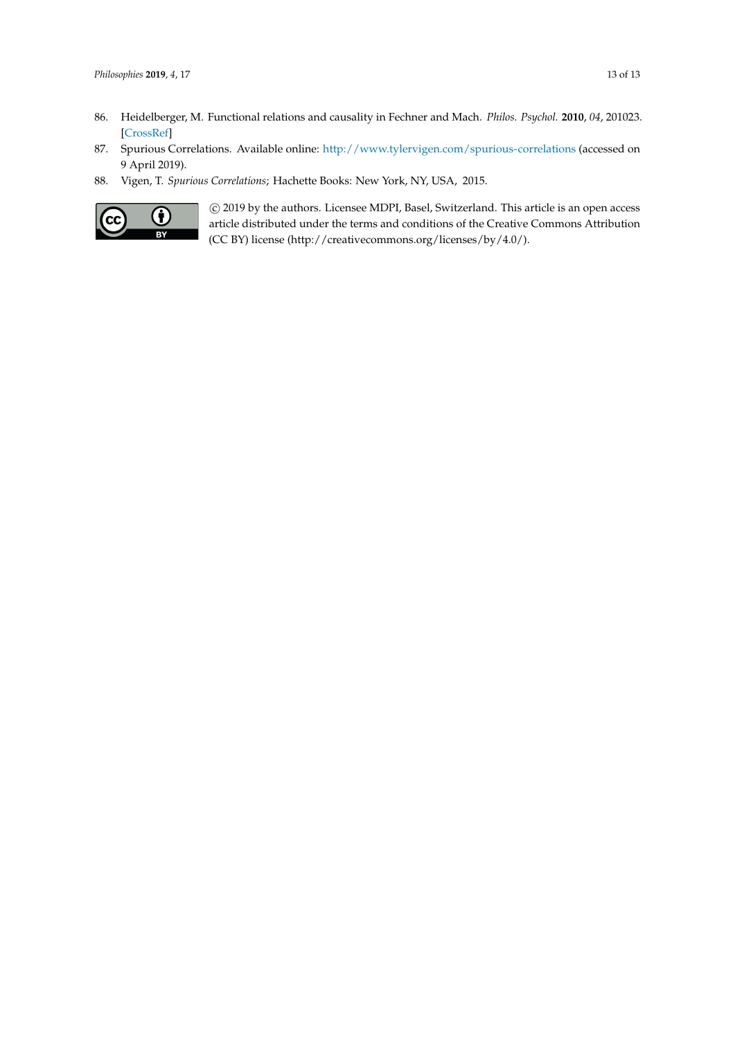86. Heidelberger, M. Functional relations and causality in Fechner and Mach. *Philos. Psychol.* **2010**, *04*, 201023. [CrossRef]
87. Spurious Correlations. Available online: http://www.tylervigen.com/spurious-correlations (accessed on 9 April 2019).
88. Vigen, T. *Spurious Correlations*; Hachette Books: New York, NY, USA, 2015.

© 2019 by the authors. Licensee MDPI, Basel, Switzerland. This article is an open access article distributed under the terms and conditions of the Creative Commons Attribution (CC BY) license (http://creativecommons.org/licenses/by/4.0/).